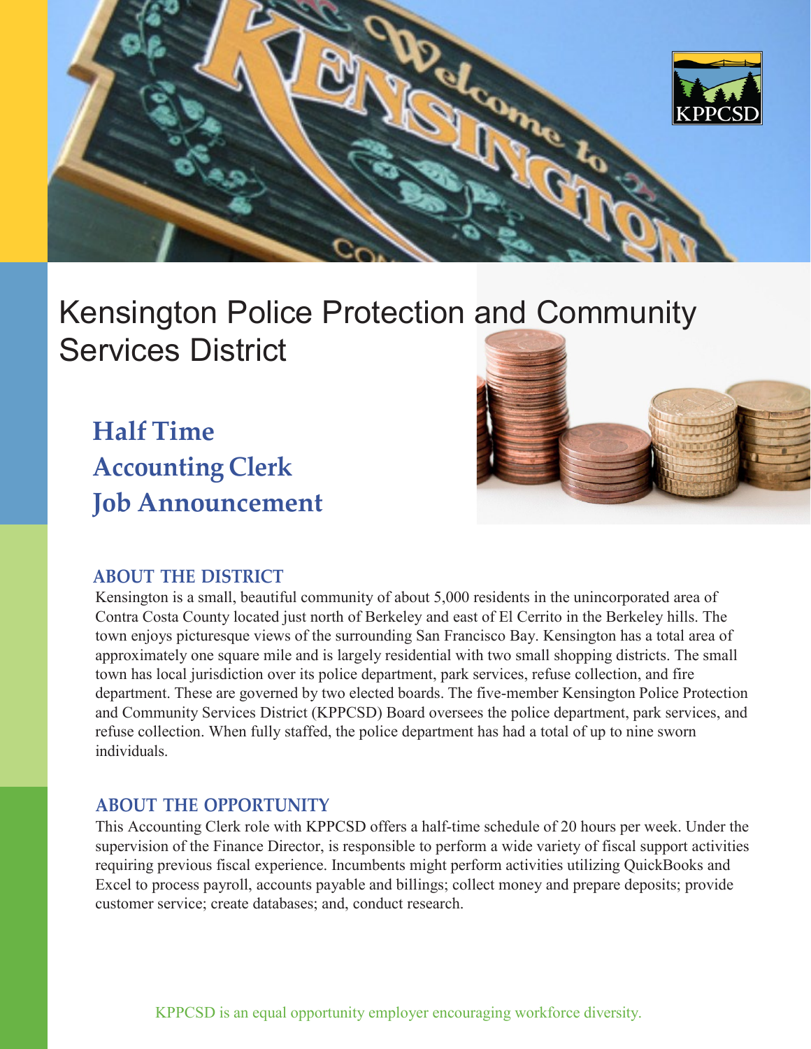# Kensington Police Protection and Community Services District

## Half Time Accounting Clerk Job Announcement

### ABOUT THE DISTRICT

Kensington is a small, beautiful community of about 5,000 residents in the unincorporated area of Contra Costa County located just north of Berkeley and east of El Cerrito in the Berkeley hills. The town enjoys picturesque views of the surrounding San Francisco Bay. Kensington has a total area of approximately one square mile and is largely residential with two small shopping districts. The small town has local jurisdiction over its police department, park services, refuse collection, and fire department. These are governed by two elected boards. The five-member Kensington Police Protection and Community Services District (KPPCSD) Board oversees the police department, park services, and refuse collection. When fully staffed, the police department has had a total of up to nine sworn individuals.

### ABOUT THE OPPORTUNITY

This Accounting Clerk role with KPPCSD offers a half-time schedule of 20 hours per week. Under the supervision of the Finance Director, is responsible to perform a wide variety of fiscal support activities requiring previous fiscal experience. Incumbents might perform activities utilizing QuickBooks and Excel to process payroll, accounts payable and billings; collect money and prepare deposits; provide customer service; create databases; and, conduct research.

KPPCSD is an equal opportunity employer encouraging workforce diversity.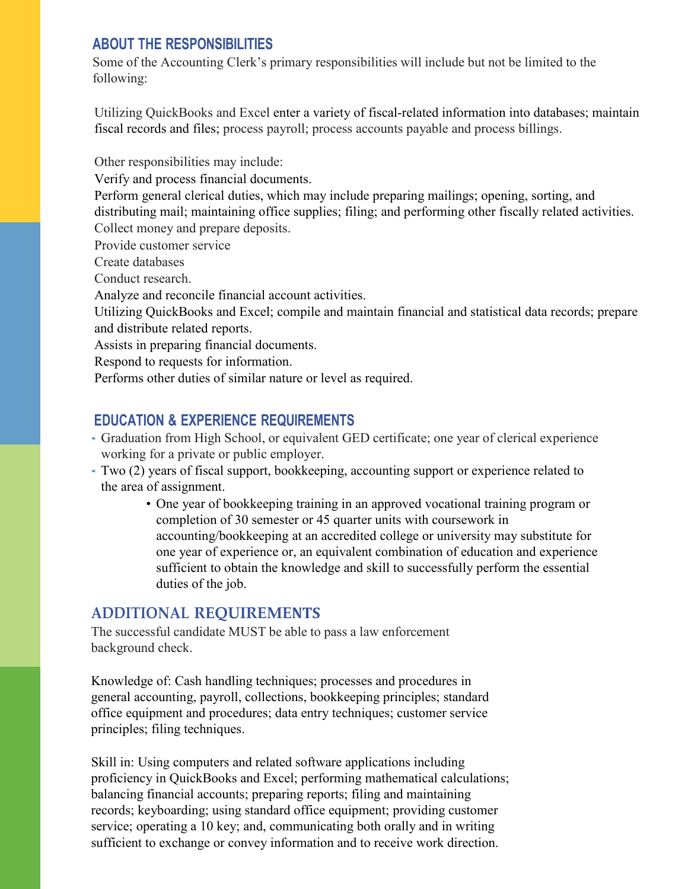## ABOUT THE RESPONSIBILITIES

Some of the Accounting Clerk's primary responsibilities will include but not be limited to the following:

Utilizing QuickBooks and Excel enter a variety of fiscal-related information into databases; maintain fiscal records and files; process payroll; process accounts payable and process billings.

Other responsibilities may include:

Verify and process financial documents.

Perform general clerical duties, which may include preparing mailings; opening, sorting, and distributing mail; maintaining office supplies; filing; and performing other fiscally related activities.

Collect money and prepare deposits.

Provide customer service

Create databases

Conduct research.

Analyze and reconcile financial account activities.

Utilizing QuickBooks and Excel; compile and maintain financial and statistical data records; prepare and distribute related reports.

Assists in preparing financial documents.

Respond to requests for information.

Performs other duties of similar nature or level as required.

## EDUCATION & EXPERIENCE REQUIREMENTS

- Graduation from High School, or equivalent GED certificate; one year of clerical experience working for a private or public employer.
- Two (2) years of fiscal support, bookkeeping, accounting support or experience related to the area of assignment.
    - One year of bookkeeping training in an approved vocational training program or completion of 30 semester or 45 quarter units with coursework in accounting/bookkeeping at an accredited college or university may substitute for one year of experience or, an equivalent combination of education and experience sufficient to obtain the knowledge and skill to successfully perform the essential duties of the job.

## ADDITIONAL REQUIREMENTS

The successful candidate MUST be able to pass a law enforcement background check.

Knowledge of: Cash handling techniques; processes and procedures in general accounting, payroll, collections, bookkeeping principles; standard office equipment and procedures; data entry techniques; customer service principles; filing techniques.

Skill in: Using computers and related software applications including proficiency in QuickBooks and Excel; performing mathematical calculations; balancing financial accounts; preparing reports; filing and maintaining records; keyboarding; using standard office equipment; providing customer service; operating a 10 key; and, communicating both orally and in writing sufficient to exchange or convey information and to receive work direction.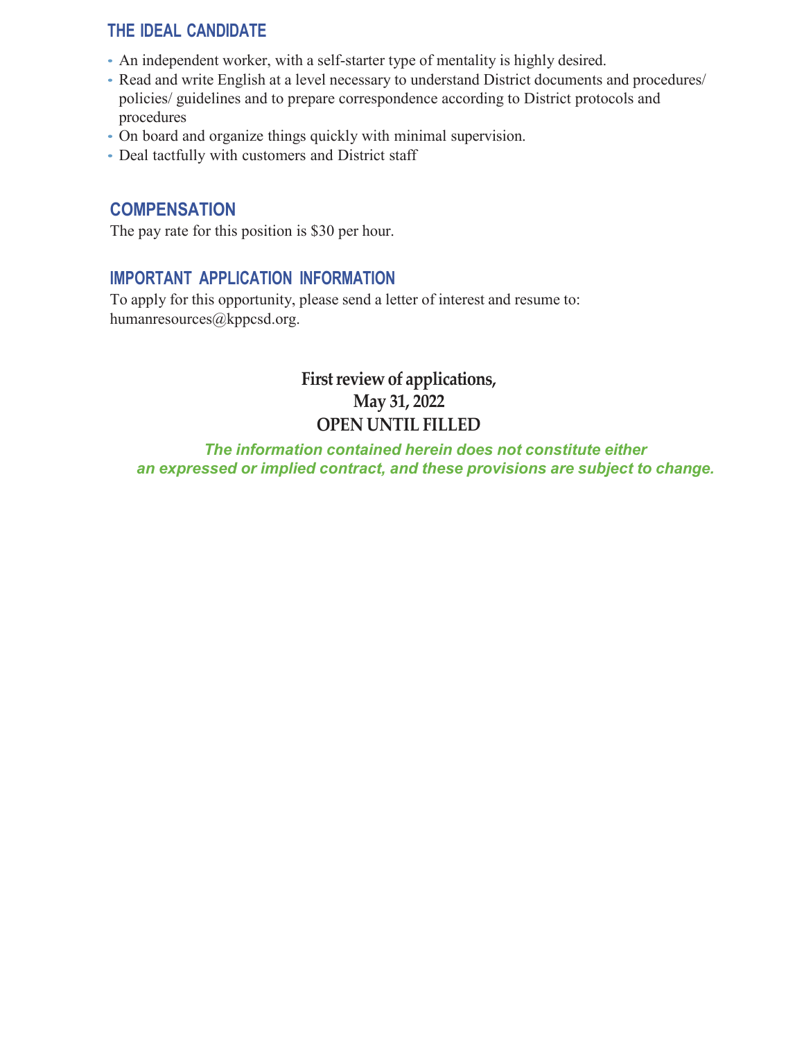## THE IDEAL CANDIDATE

- An independent worker, with a self-starter type of mentality is highly desired.
- Read and write English at a level necessary to understand District documents and procedures/ policies/ guidelines and to prepare correspondence according to District protocols and procedures
- On board and organize things quickly with minimal supervision.
- Deal tactfully with customers and District staff

## COMPENSATION

The pay rate for this position is $30 per hour.

## IMPORTANT APPLICATION INFORMATION

To apply for this opportunity, please send a letter of interest and resume to: humanresources@kppcsd.org.

**First review of applications,**
**May 31, 2022**
**OPEN UNTIL FILLED**

***The information contained herein does not constitute either an expressed or implied contract, and these provisions are subject to change.***